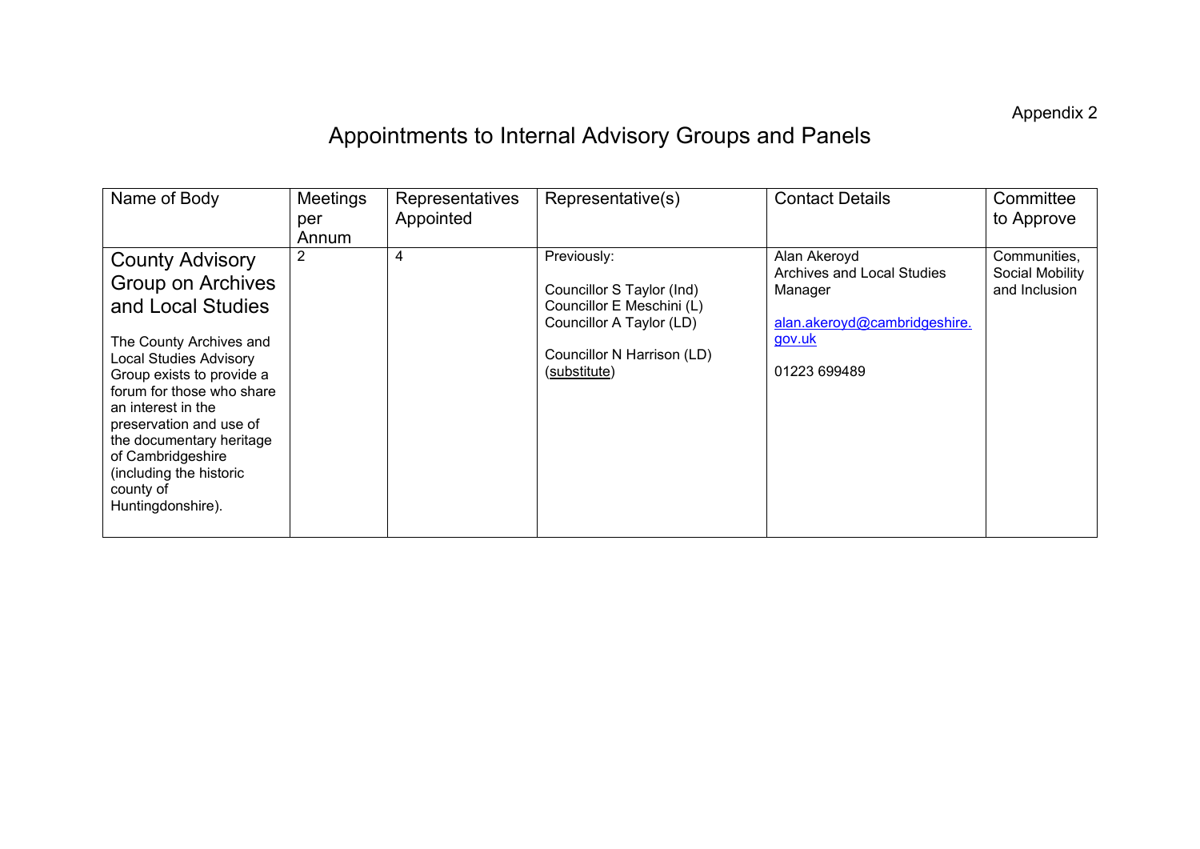Appendix 2

# Appointments to Internal Advisory Groups and Panels

| Name of Body | Meetings per Annum | Representatives Appointed | Representative(s) | Contact Details | Committee to Approve |
|---|---|---|---|---|---|
| **County Advisory Group on Archives and Local Studies**<br><br>The County Archives and Local Studies Advisory Group exists to provide a forum for those who share an interest in the preservation and use of the documentary heritage of Cambridgeshire (including the historic county of Huntingdonshire). | 2 | 4 | Previously:<br><br>Councillor S Taylor (Ind)<br>Councillor E Meschini (L)<br>Councillor A Taylor (LD)<br><br>Councillor N Harrison (LD) (substitute) | Alan Akeroyd<br>Archives and Local Studies Manager<br><br>alan.akeroyd@cambridgeshire.gov.uk<br><br>01223 699489 | Communities, Social Mobility and Inclusion |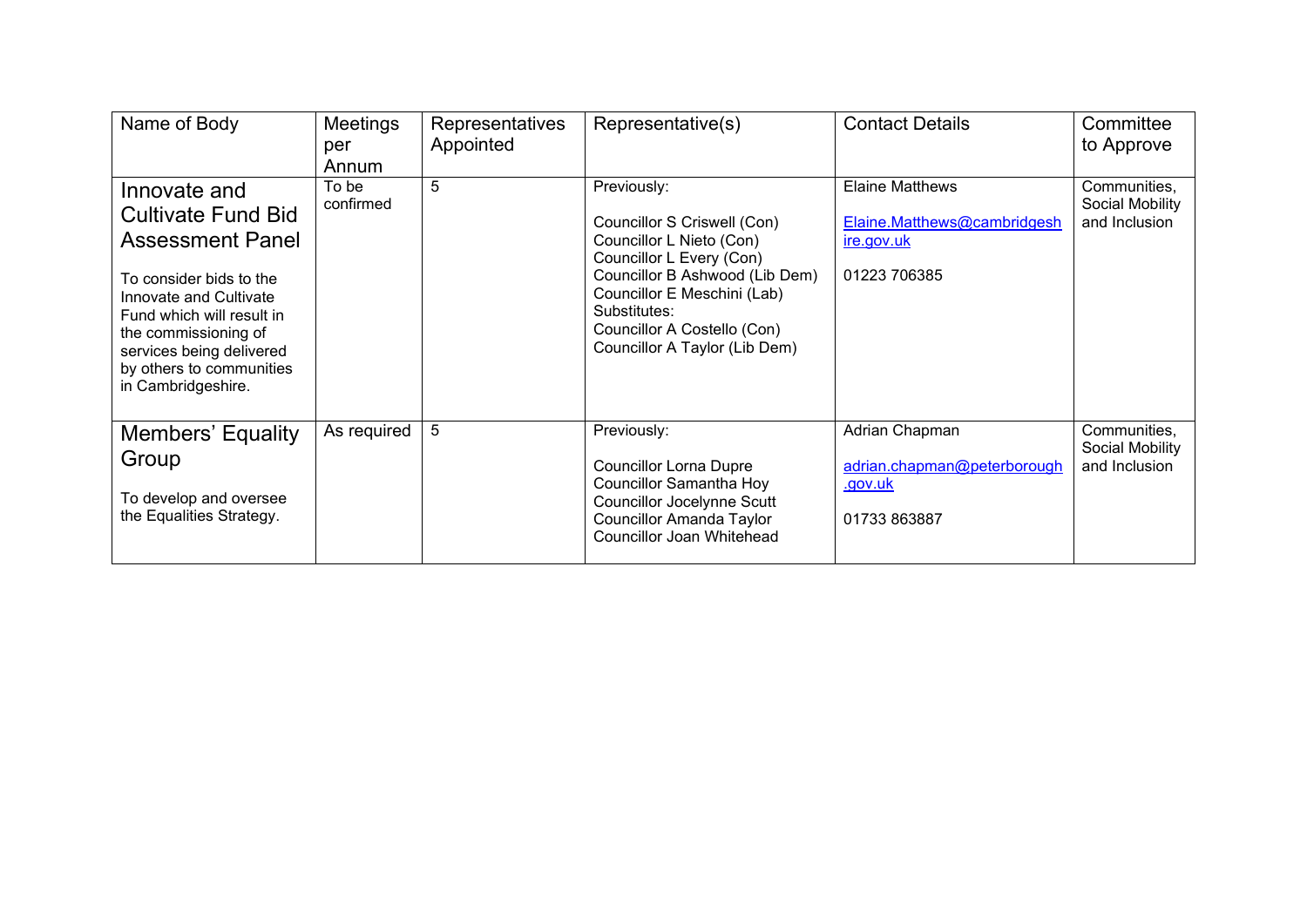| Name of Body | Meetings per Annum | Representatives Appointed | Representative(s) | Contact Details | Committee to Approve |
|---|---|---|---|---|---|
| **Innovate and Cultivate Fund Bid Assessment Panel**<br><br>To consider bids to the Innovate and Cultivate Fund which will result in the commissioning of services being delivered by others to communities in Cambridgeshire. | To be confirmed | 5 | Previously:<br><br>Councillor S Criswell (Con)<br>Councillor L Nieto (Con)<br>Councillor L Every (Con)<br>Councillor B Ashwood (Lib Dem)<br>Councillor E Meschini (Lab)<br>Substitutes:<br>Councillor A Costello (Con)<br>Councillor A Taylor (Lib Dem) | Elaine Matthews<br><br>Elaine.Matthews@cambridgeshire.gov.uk<br><br>01223 706385 | Communities, Social Mobility and Inclusion |
| **Members' Equality Group**<br><br>To develop and oversee the Equalities Strategy. | As required | 5 | Previously:<br><br>Councillor Lorna Dupre<br>Councillor Samantha Hoy<br>Councillor Jocelynne Scutt<br>Councillor Amanda Taylor<br>Councillor Joan Whitehead | Adrian Chapman<br><br>adrian.chapman@peterborough.gov.uk<br><br>01733 863887 | Communities, Social Mobility and Inclusion |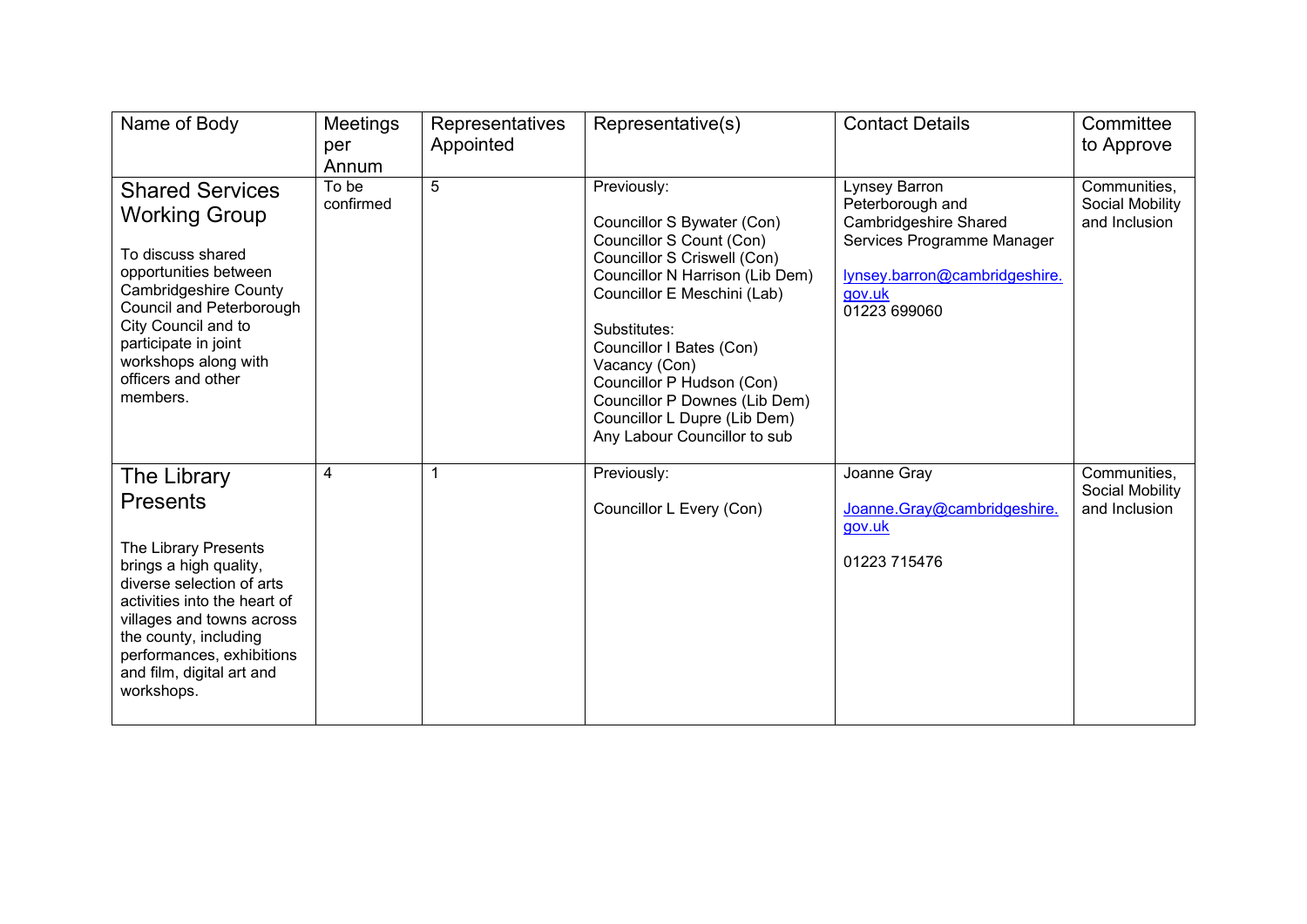| Name of Body | Meetings per Annum | Representatives Appointed | Representative(s) | Contact Details | Committee to Approve |
|---|---|---|---|---|---|
| **Shared Services Working Group**<br><br>To discuss shared opportunities between Cambridgeshire County Council and Peterborough City Council and to participate in joint workshops along with officers and other members. | To be confirmed | 5 | Previously:<br><br>Councillor S Bywater (Con)<br>Councillor S Count (Con)<br>Councillor S Criswell (Con)<br>Councillor N Harrison (Lib Dem)<br>Councillor E Meschini (Lab)<br><br>Substitutes:<br>Councillor I Bates (Con)<br>Vacancy (Con)<br>Councillor P Hudson (Con)<br>Councillor P Downes (Lib Dem)<br>Councillor L Dupre (Lib Dem)<br>Any Labour Councillor to sub | Lynsey Barron<br>Peterborough and Cambridgeshire Shared Services Programme Manager<br><br>lynsey.barron@cambridgeshire.gov.uk<br>01223 699060 | Communities, Social Mobility and Inclusion |
| **The Library Presents**<br><br>The Library Presents brings a high quality, diverse selection of arts activities into the heart of villages and towns across the county, including performances, exhibitions and film, digital art and workshops. | 4 | 1 | Previously:<br><br>Councillor L Every (Con) | Joanne Gray<br><br>Joanne.Gray@cambridgeshire.gov.uk<br><br>01223 715476 | Communities, Social Mobility and Inclusion |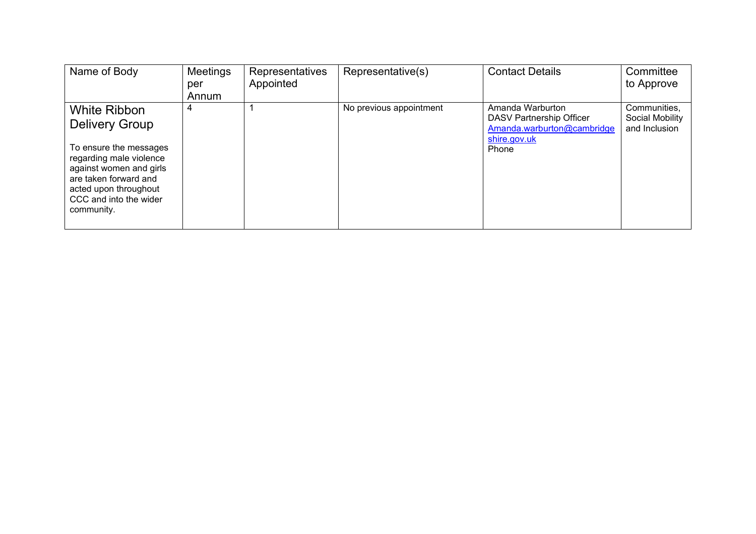| Name of Body | Meetings per Annum | Representatives Appointed | Representative(s) | Contact Details | Committee to Approve |
|---|---|---|---|---|---|
| White Ribbon Delivery Group<br><br>To ensure the messages regarding male violence against women and girls are taken forward and acted upon throughout CCC and into the wider community. | 4 | 1 | No previous appointment | Amanda Warburton<br>DASV Partnership Officer<br>Amanda.warburton@cambridgeshire.gov.uk<br>Phone | Communities, Social Mobility and Inclusion |